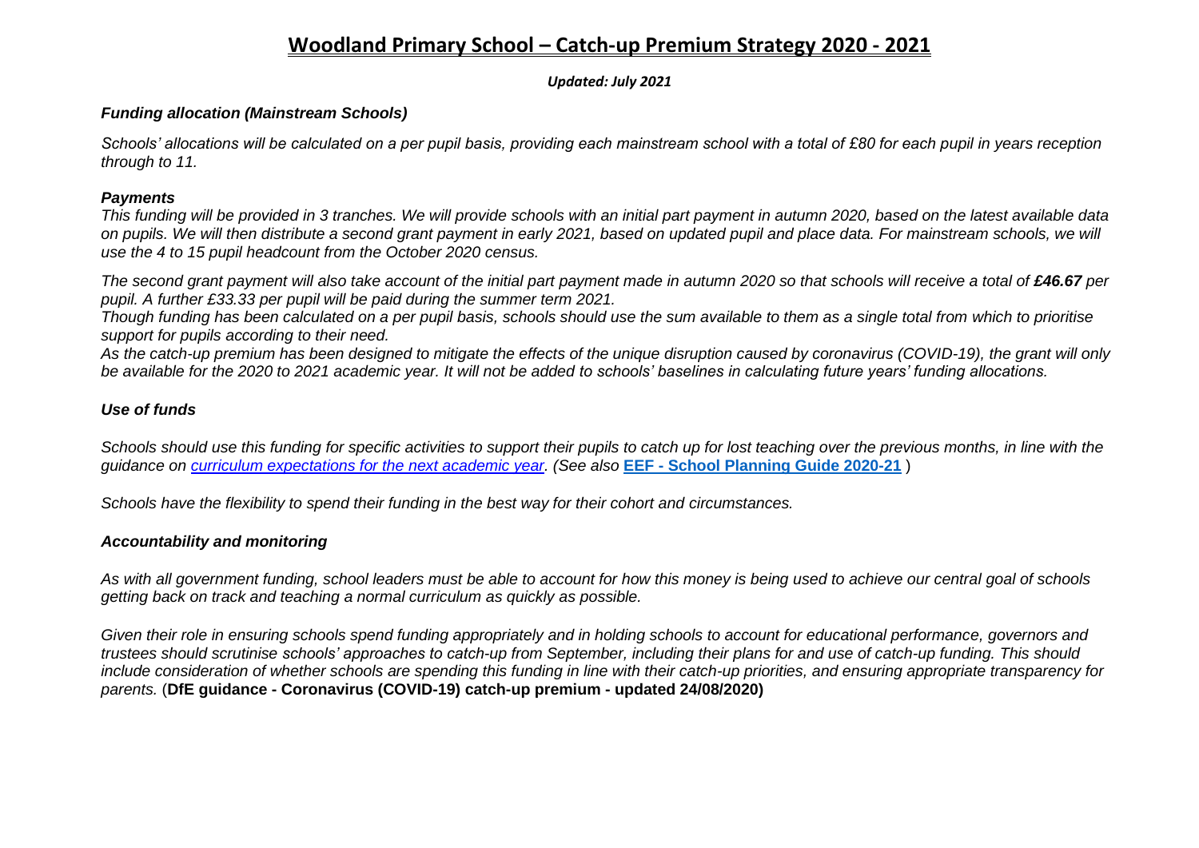# Woodland Primary School – Catch-up Premium Strategy 2020 - 2021

***Updated: July 2021***

### *Funding allocation (Mainstream Schools)*

*Schools' allocations will be calculated on a per pupil basis, providing each mainstream school with a total of £80 for each pupil in years reception through to 11.*

### *Payments*

*This funding will be provided in 3 tranches. We will provide schools with an initial part payment in autumn 2020, based on the latest available data on pupils. We will then distribute a second grant payment in early 2021, based on updated pupil and place data. For mainstream schools, we will use the 4 to 15 pupil headcount from the October 2020 census.*

*The second grant payment will also take account of the initial part payment made in autumn 2020 so that schools will receive a total of **£46.67** per pupil. A further £33.33 per pupil will be paid during the summer term 2021.*

*Though funding has been calculated on a per pupil basis, schools should use the sum available to them as a single total from which to prioritise support for pupils according to their need.*

*As the catch-up premium has been designed to mitigate the effects of the unique disruption caused by coronavirus (COVID-19), the grant will only be available for the 2020 to 2021 academic year. It will not be added to schools' baselines in calculating future years' funding allocations.*

### *Use of funds*

*Schools should use this funding for specific activities to support their pupils to catch up for lost teaching over the previous months, in line with the guidance on curriculum expectations for the next academic year. (See also* **EEF - School Planning Guide 2020-21** *)*

*Schools have the flexibility to spend their funding in the best way for their cohort and circumstances.*

### *Accountability and monitoring*

*As with all government funding, school leaders must be able to account for how this money is being used to achieve our central goal of schools getting back on track and teaching a normal curriculum as quickly as possible.*

*Given their role in ensuring schools spend funding appropriately and in holding schools to account for educational performance, governors and trustees should scrutinise schools' approaches to catch-up from September, including their plans for and use of catch-up funding. This should include consideration of whether schools are spending this funding in line with their catch-up priorities, and ensuring appropriate transparency for parents.* (**DfE guidance - Coronavirus (COVID-19) catch-up premium - updated 24/08/2020)**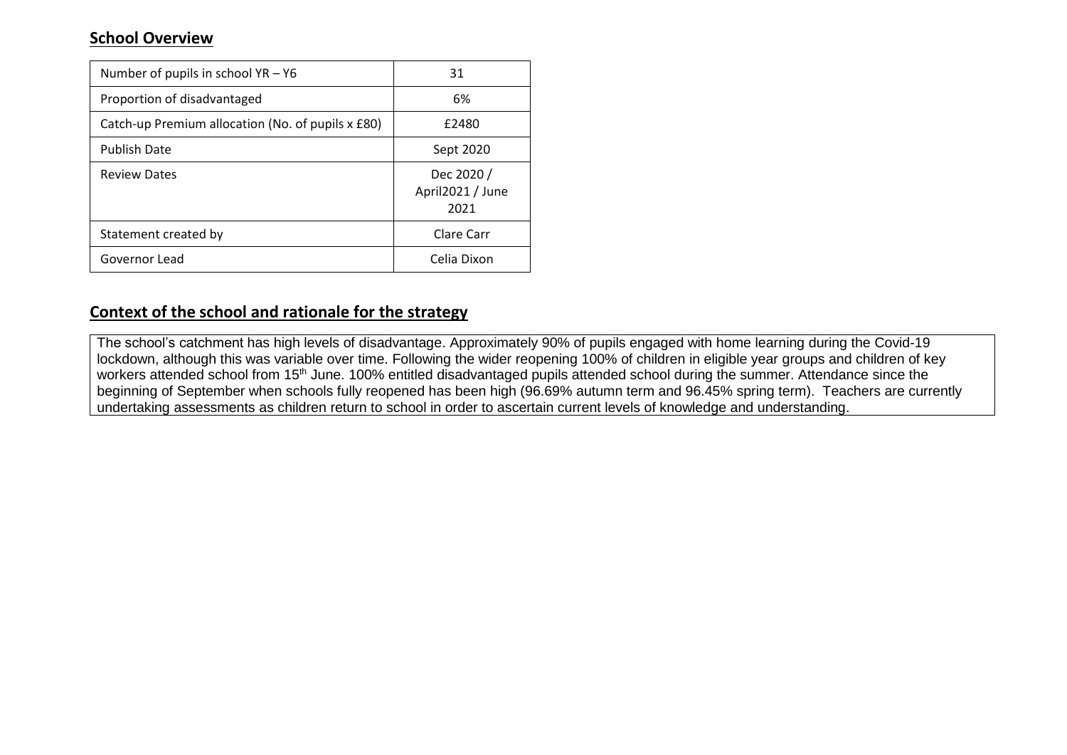## School Overview

| Number of pupils in school YR – Y6 | 31 |
|---|---|
| Proportion of disadvantaged | 6% |
| Catch-up Premium allocation (No. of pupils x £80) | £2480 |
| Publish Date | Sept 2020 |
| Review Dates | Dec 2020 / April2021 / June 2021 |
| Statement created by | Clare Carr |
| Governor Lead | Celia Dixon |

## Context of the school and rationale for the strategy

The school's catchment has high levels of disadvantage. Approximately 90% of pupils engaged with home learning during the Covid-19 lockdown, although this was variable over time. Following the wider reopening 100% of children in eligible year groups and children of key workers attended school from 15th June. 100% entitled disadvantaged pupils attended school during the summer. Attendance since the beginning of September when schools fully reopened has been high (96.69% autumn term and 96.45% spring term). Teachers are currently undertaking assessments as children return to school in order to ascertain current levels of knowledge and understanding.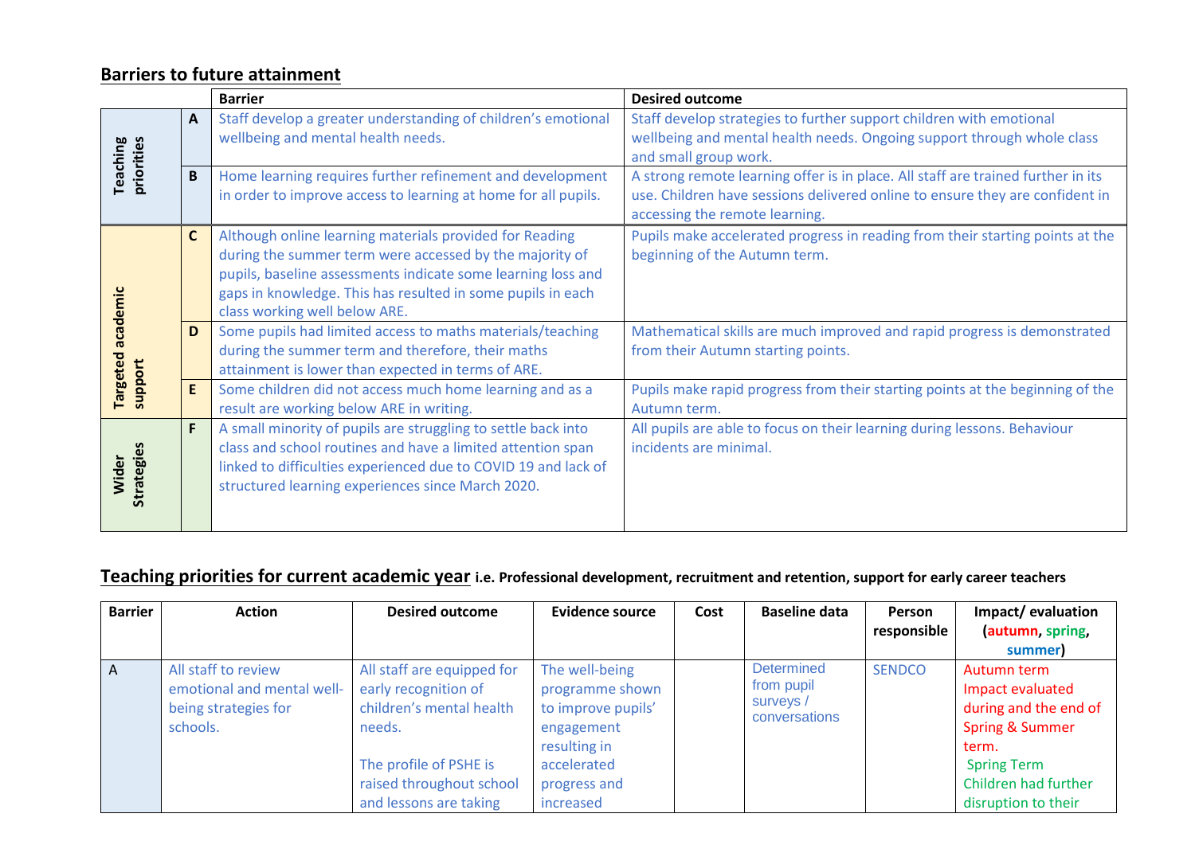## Barriers to future attainment

| | | Barrier | Desired outcome |
|---|---|---|---|
| Teaching priorities | A | Staff develop a greater understanding of children's emotional wellbeing and mental health needs. | Staff develop strategies to further support children with emotional wellbeing and mental health needs. Ongoing support through whole class and small group work. |
| | B | Home learning requires further refinement and development in order to improve access to learning at home for all pupils. | A strong remote learning offer is in place. All staff are trained further in its use. Children have sessions delivered online to ensure they are confident in accessing the remote learning. |
| Targeted academic support | C | Although online learning materials provided for Reading during the summer term were accessed by the majority of pupils, baseline assessments indicate some learning loss and gaps in knowledge. This has resulted in some pupils in each class working well below ARE. | Pupils make accelerated progress in reading from their starting points at the beginning of the Autumn term. |
| | D | Some pupils had limited access to maths materials/teaching during the summer term and therefore, their maths attainment is lower than expected in terms of ARE. | Mathematical skills are much improved and rapid progress is demonstrated from their Autumn starting points. |
| | E | Some children did not access much home learning and as a result are working below ARE in writing. | Pupils make rapid progress from their starting points at the beginning of the Autumn term. |
| Wider Strategies | F | A small minority of pupils are struggling to settle back into class and school routines and have a limited attention span linked to difficulties experienced due to COVID 19 and lack of structured learning experiences since March 2020. | All pupils are able to focus on their learning during lessons. Behaviour incidents are minimal. |

## Teaching priorities for current academic year **i.e. Professional development, recruitment and retention, support for early career teachers**

| Barrier | Action | Desired outcome | Evidence source | Cost | Baseline data | Person responsible | Impact/ evaluation (autumn, spring, summer) |
|---|---|---|---|---|---|---|---|
| A | All staff to review emotional and mental well-being strategies for schools. | All staff are equipped for early recognition of children's mental health needs.<br><br>The profile of PSHE is raised throughout school and lessons are taking | The well-being programme shown to improve pupils' engagement resulting in accelerated progress and increased | | Determined from pupil surveys / conversations | SENDCO | Autumn term<br>Impact evaluated during and the end of Spring & Summer term.<br>Spring Term<br>Children had further disruption to their |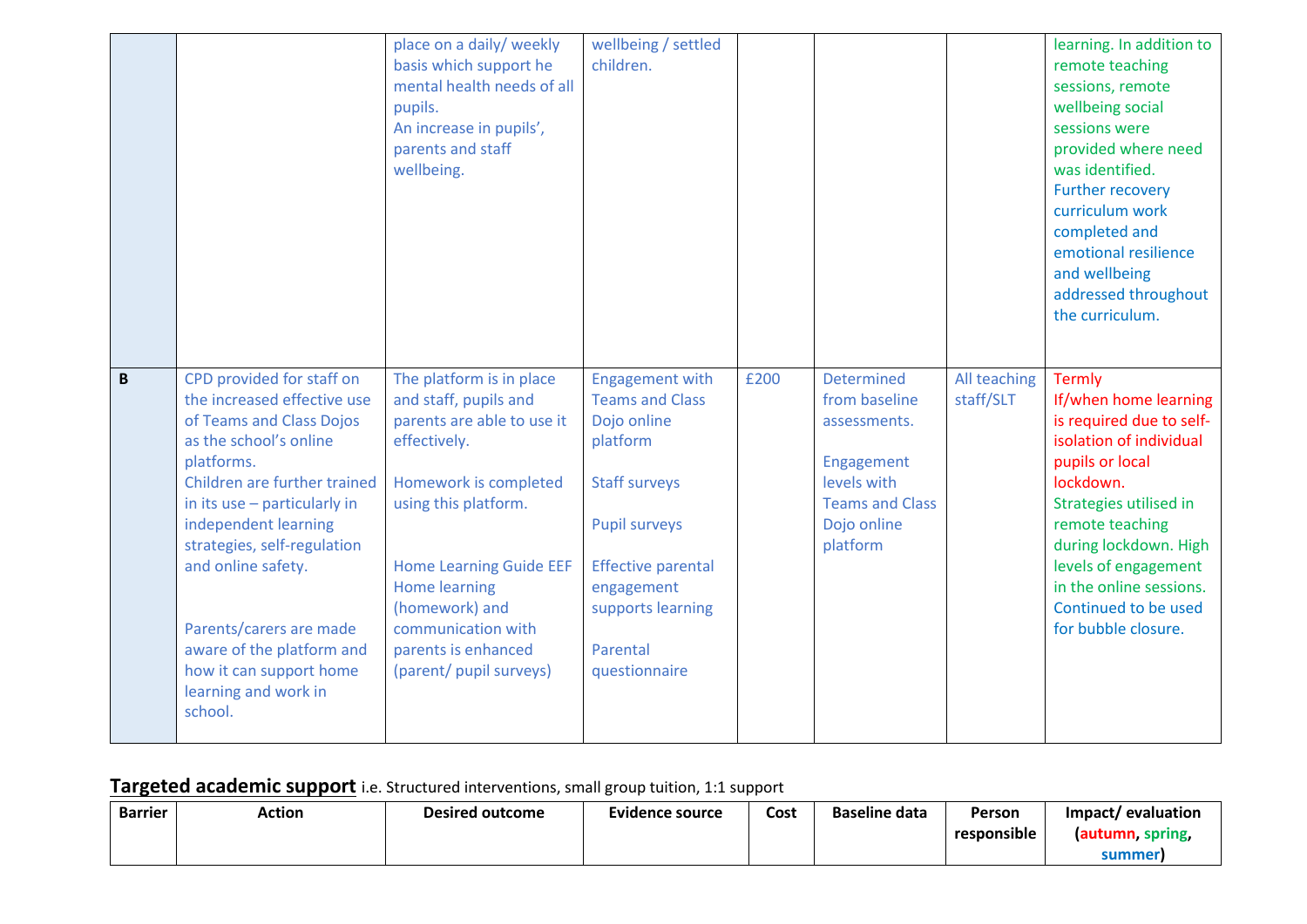| | | | | | | | |
|---|---|---|---|---|---|---|---|
| | | place on a daily/ weekly basis which support he mental health needs of all pupils.<br>An increase in pupils', parents and staff wellbeing. | wellbeing / settled children. | | | | learning. In addition to remote teaching sessions, remote wellbeing social sessions were provided where need was identified.<br>Further recovery curriculum work completed and emotional resilience and wellbeing addressed throughout the curriculum. |
| **B** | CPD provided for staff on the increased effective use of Teams and Class Dojos as the school's online platforms.<br>Children are further trained in its use – particularly in independent learning strategies, self-regulation and online safety.<br><br>Parents/carers are made aware of the platform and how it can support home learning and work in school. | The platform is in place and staff, pupils and parents are able to use it effectively.<br><br>Homework is completed using this platform.<br><br>Home Learning Guide EEF Home learning (homework) and communication with parents is enhanced (parent/ pupil surveys) | Engagement with Teams and Class Dojo online platform<br><br>Staff surveys<br><br>Pupil surveys<br><br>Effective parental engagement supports learning<br><br>Parental questionnaire | £200 | Determined from baseline assessments.<br><br>Engagement levels with Teams and Class Dojo online platform | All teaching staff/SLT | Termly<br>If/when home learning is required due to self-isolation of individual pupils or local lockdown.<br>Strategies utilised in remote teaching during lockdown. High levels of engagement in the online sessions.<br>Continued to be used for bubble closure. |

**Targeted academic support** i.e. Structured interventions, small group tuition, 1:1 support

| Barrier | Action | Desired outcome | Evidence source | Cost | Baseline data | Person responsible | Impact/ evaluation (autumn, spring, summer) |
|---|---|---|---|---|---|---|---|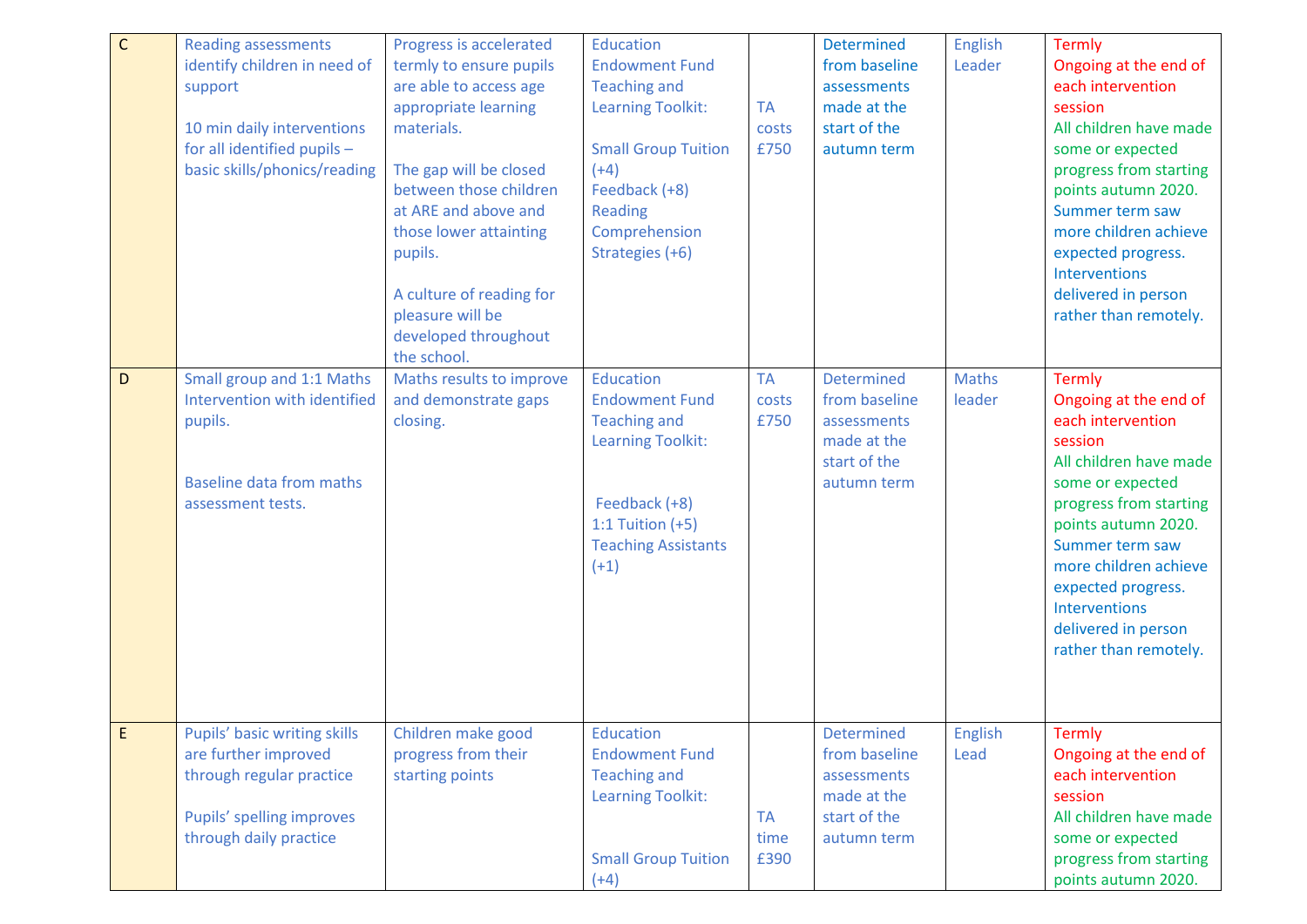| | | | | | | | |
|---|---|---|---|---|---|---|---|
| C | Reading assessments identify children in need of support<br><br>10 min daily interventions for all identified pupils – basic skills/phonics/reading | Progress is accelerated termly to ensure pupils are able to access age appropriate learning materials.<br><br>The gap will be closed between those children at ARE and above and those lower attainting pupils.<br><br>A culture of reading for pleasure will be developed throughout the school. | Education Endowment Fund Teaching and Learning Toolkit:<br><br>Small Group Tuition (+4)<br>Feedback (+8)<br>Reading Comprehension Strategies (+6) | TA costs £750 | Determined from baseline assessments made at the start of the autumn term | English Leader | Termly<br>Ongoing at the end of each intervention session<br>All children have made some or expected progress from starting points autumn 2020.<br>Summer term saw more children achieve expected progress. Interventions delivered in person rather than remotely. |
| D | Small group and 1:1 Maths Intervention with identified pupils.<br><br>Baseline data from maths assessment tests. | Maths results to improve and demonstrate gaps closing. | Education Endowment Fund Teaching and Learning Toolkit:<br><br>Feedback (+8)<br>1:1 Tuition (+5)<br>Teaching Assistants (+1) | TA costs £750 | Determined from baseline assessments made at the start of the autumn term | Maths leader | Termly<br>Ongoing at the end of each intervention session<br>All children have made some or expected progress from starting points autumn 2020.<br>Summer term saw more children achieve expected progress. Interventions delivered in person rather than remotely. |
| E | Pupils' basic writing skills are further improved through regular practice<br><br>Pupils' spelling improves through daily practice | Children make good progress from their starting points | Education Endowment Fund Teaching and Learning Toolkit:<br><br>Small Group Tuition (+4) | TA time £390 | Determined from baseline assessments made at the start of the autumn term | English Lead | Termly<br>Ongoing at the end of each intervention session<br>All children have made some or expected progress from starting points autumn 2020. |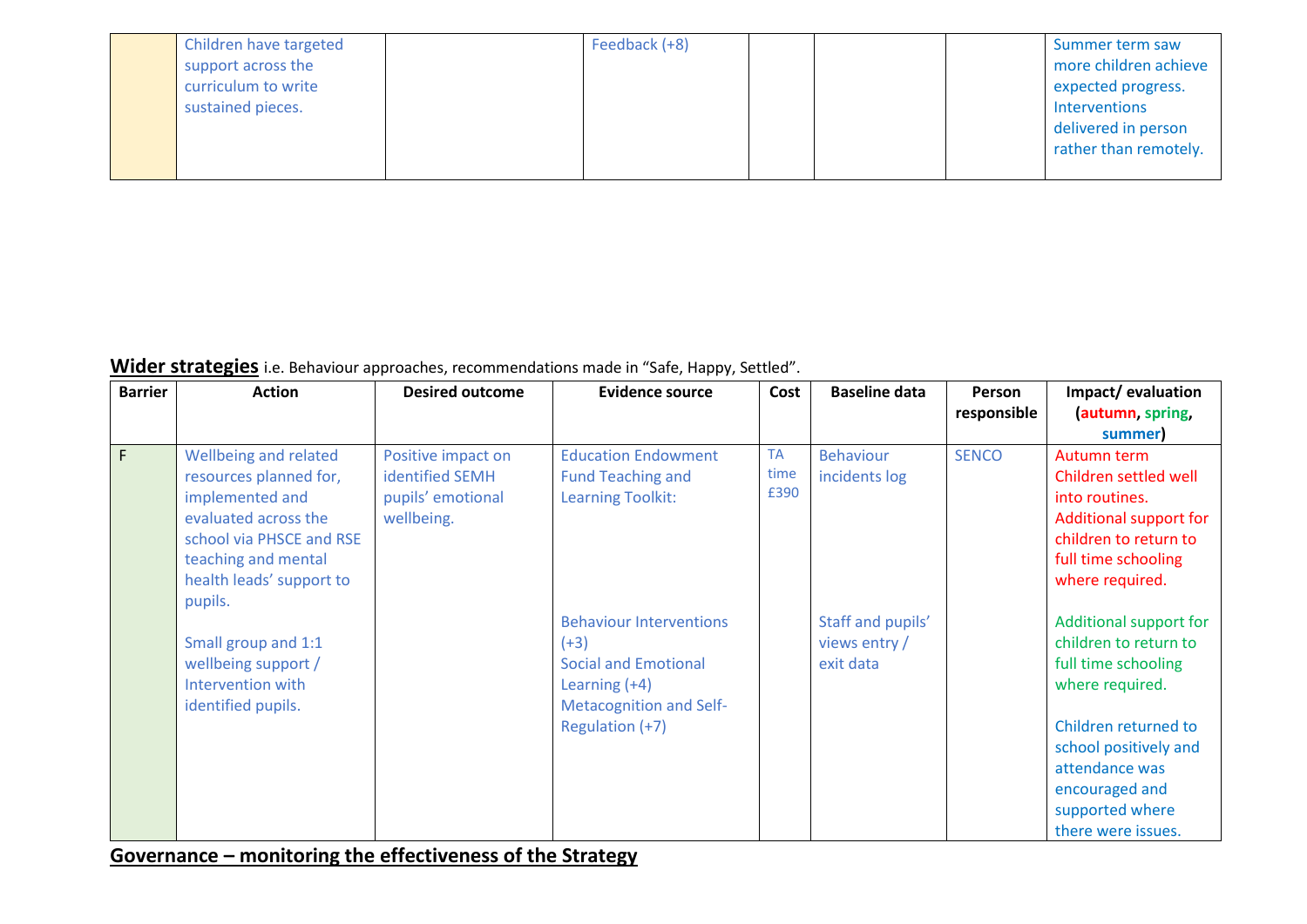| | | | | | | | |
|---|---|---|---|---|---|---|---|
| | Children have targeted support across the curriculum to write sustained pieces. | | Feedback (+8) | | | | Summer term saw more children achieve expected progress. Interventions delivered in person rather than remotely. |

**Wider strategies** i.e. Behaviour approaches, recommendations made in "Safe, Happy, Settled".

| Barrier | Action | Desired outcome | Evidence source | Cost | Baseline data | Person responsible | Impact/ evaluation (**autumn**, **spring**, **summer**) |
|---|---|---|---|---|---|---|---|
| F | Wellbeing and related resources planned for, implemented and evaluated across the school via PHSCE and RSE teaching and mental health leads' support to pupils.<br><br>Small group and 1:1 wellbeing support / Intervention with identified pupils. | Positive impact on identified SEMH pupils' emotional wellbeing. | Education Endowment Fund Teaching and Learning Toolkit:<br><br>Behaviour Interventions (+3)<br>Social and Emotional Learning (+4)<br>Metacognition and Self-Regulation (+7) | TA time £390 | Behaviour incidents log<br><br>Staff and pupils' views entry / exit data | SENCO | Autumn term<br>Children settled well into routines. Additional support for children to return to full time schooling where required.<br><br>Additional support for children to return to full time schooling where required.<br><br>Children returned to school positively and attendance was encouraged and supported where there were issues. |

## Governance – monitoring the effectiveness of the Strategy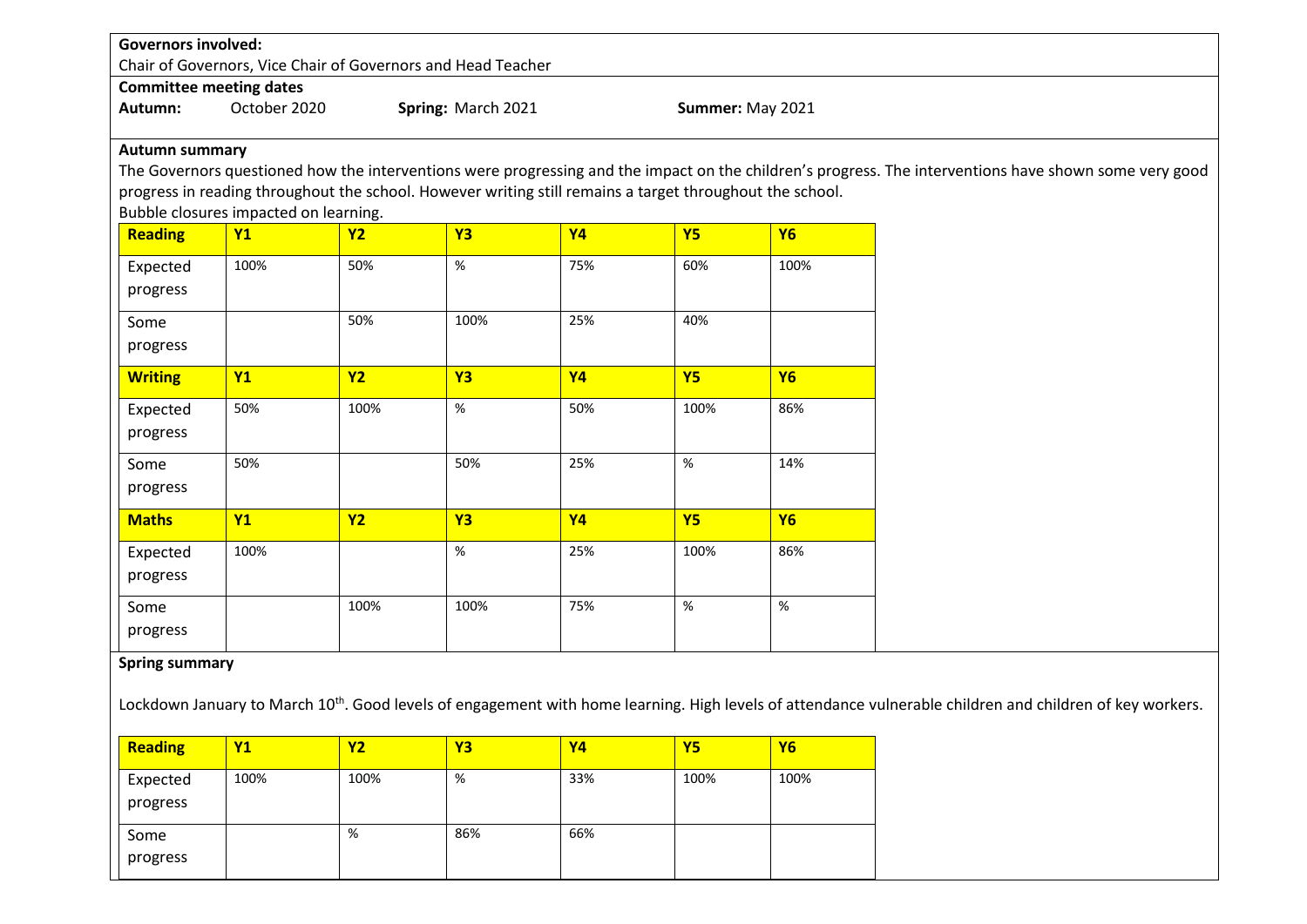**Governors involved:**

Chair of Governors, Vice Chair of Governors and Head Teacher

**Committee meeting dates**

**Autumn:** October 2020 **Spring:** March 2021 **Summer:** May 2021

**Autumn summary**

The Governors questioned how the interventions were progressing and the impact on the children's progress. The interventions have shown some very good progress in reading throughout the school. However writing still remains a target throughout the school.

Bubble closures impacted on learning.

| **Reading** | **Y1** | **Y2** | **Y3** | **Y4** | **Y5** | **Y6** |
|---|---|---|---|---|---|---|
| Expected progress | 100% | 50% | % | 75% | 60% | 100% |
| Some progress | | 50% | 100% | 25% | 40% | |
| **Writing** | **Y1** | **Y2** | **Y3** | **Y4** | **Y5** | **Y6** |
| Expected progress | 50% | 100% | % | 50% | 100% | 86% |
| Some progress | 50% | | 50% | 25% | % | 14% |
| **Maths** | **Y1** | **Y2** | **Y3** | **Y4** | **Y5** | **Y6** |
| Expected progress | 100% | | % | 25% | 100% | 86% |
| Some progress | | 100% | 100% | 75% | % | % |

**Spring summary**

Lockdown January to March 10th. Good levels of engagement with home learning. High levels of attendance vulnerable children and children of key workers.

| **Reading** | **Y1** | **Y2** | **Y3** | **Y4** | **Y5** | **Y6** |
|---|---|---|---|---|---|---|
| Expected progress | 100% | 100% | % | 33% | 100% | 100% |
| Some progress | | % | 86% | 66% | | |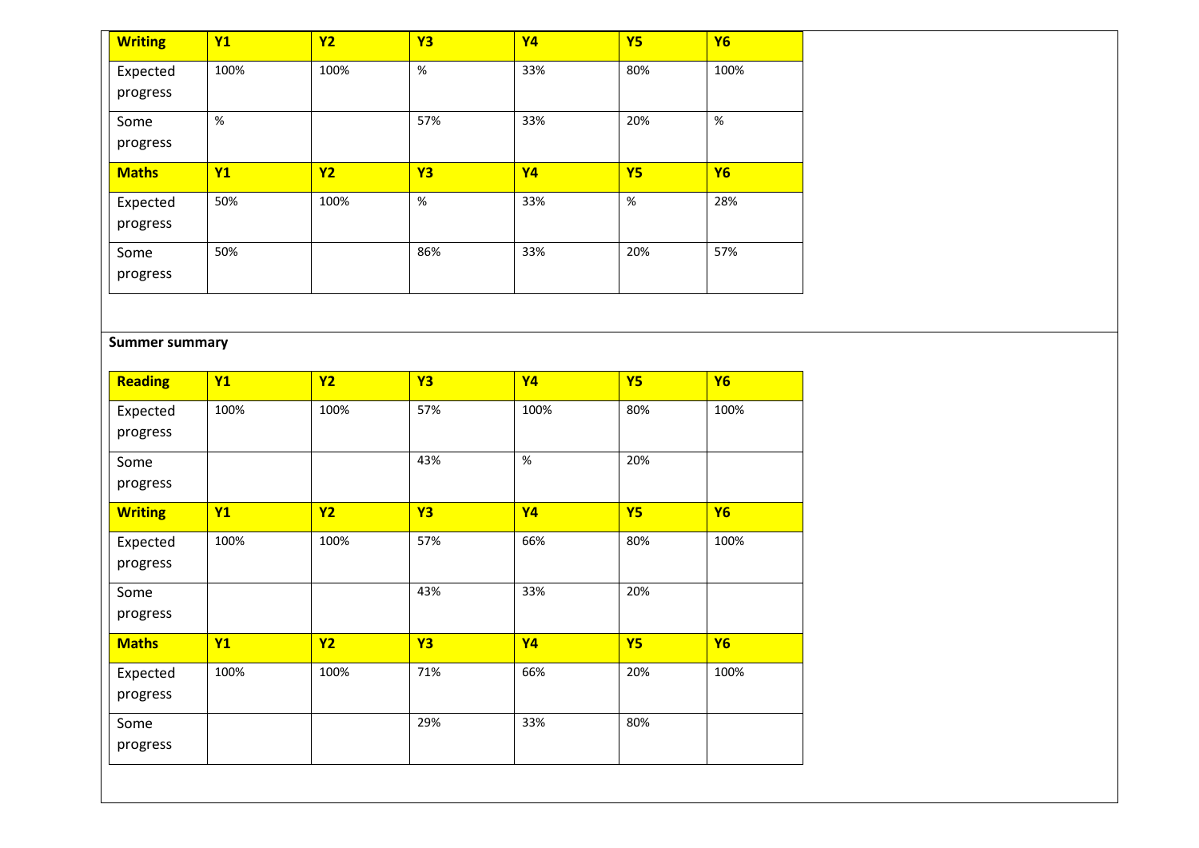| Writing | Y1 | Y2 | Y3 | Y4 | Y5 | Y6 |
|---|---|---|---|---|---|---|
| Expected progress | 100% | 100% | % | 33% | 80% | 100% |
| Some progress | % | | 57% | 33% | 20% | % |
| **Maths** | **Y1** | **Y2** | **Y3** | **Y4** | **Y5** | **Y6** |
| Expected progress | 50% | 100% | % | 33% | % | 28% |
| Some progress | 50% | | 86% | 33% | 20% | 57% |

**Summer summary**

| Reading | Y1 | Y2 | Y3 | Y4 | Y5 | Y6 |
|---|---|---|---|---|---|---|
| Expected progress | 100% | 100% | 57% | 100% | 80% | 100% |
| Some progress | | | 43% | % | 20% | |
| **Writing** | **Y1** | **Y2** | **Y3** | **Y4** | **Y5** | **Y6** |
| Expected progress | 100% | 100% | 57% | 66% | 80% | 100% |
| Some progress | | | 43% | 33% | 20% | |
| **Maths** | **Y1** | **Y2** | **Y3** | **Y4** | **Y5** | **Y6** |
| Expected progress | 100% | 100% | 71% | 66% | 20% | 100% |
| Some progress | | | 29% | 33% | 80% | |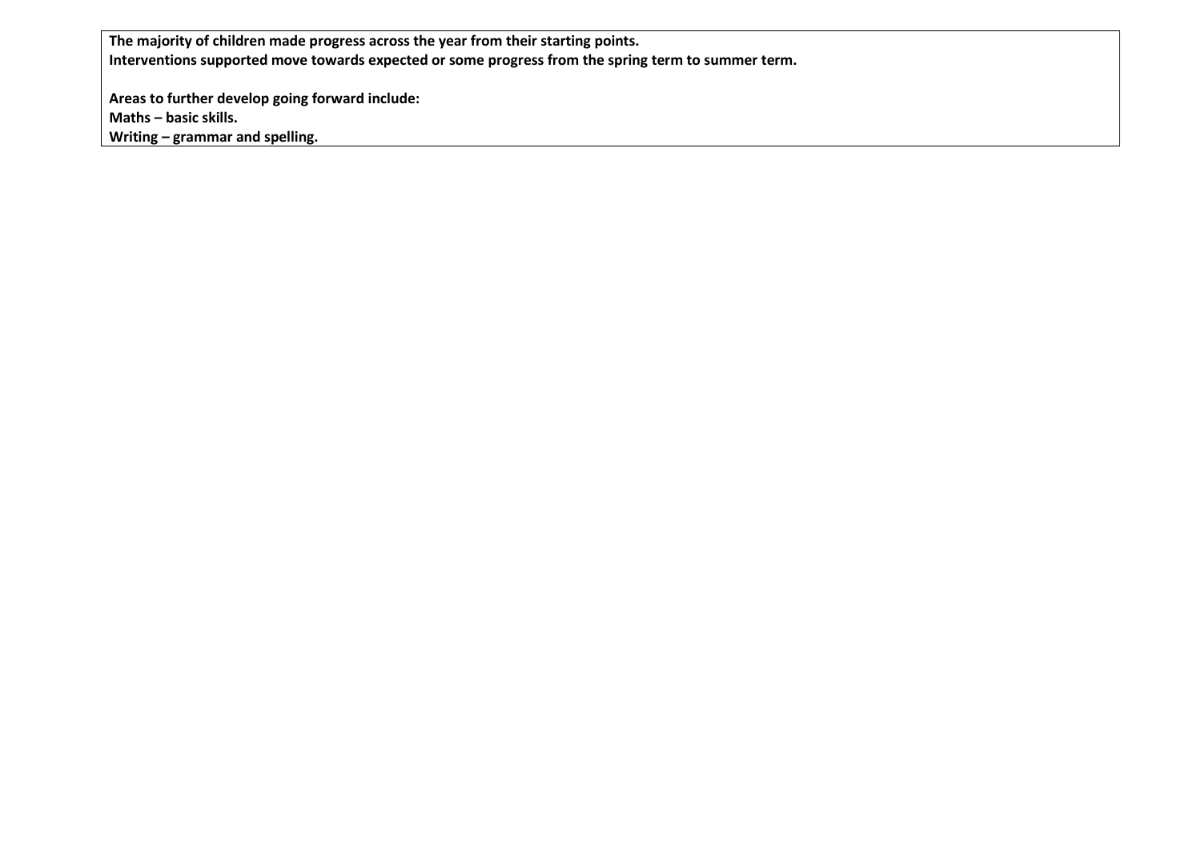**The majority of children made progress across the year from their starting points.**
**Interventions supported move towards expected or some progress from the spring term to summer term.**

**Areas to further develop going forward include:**
**Maths – basic skills.**
**Writing – grammar and spelling.**